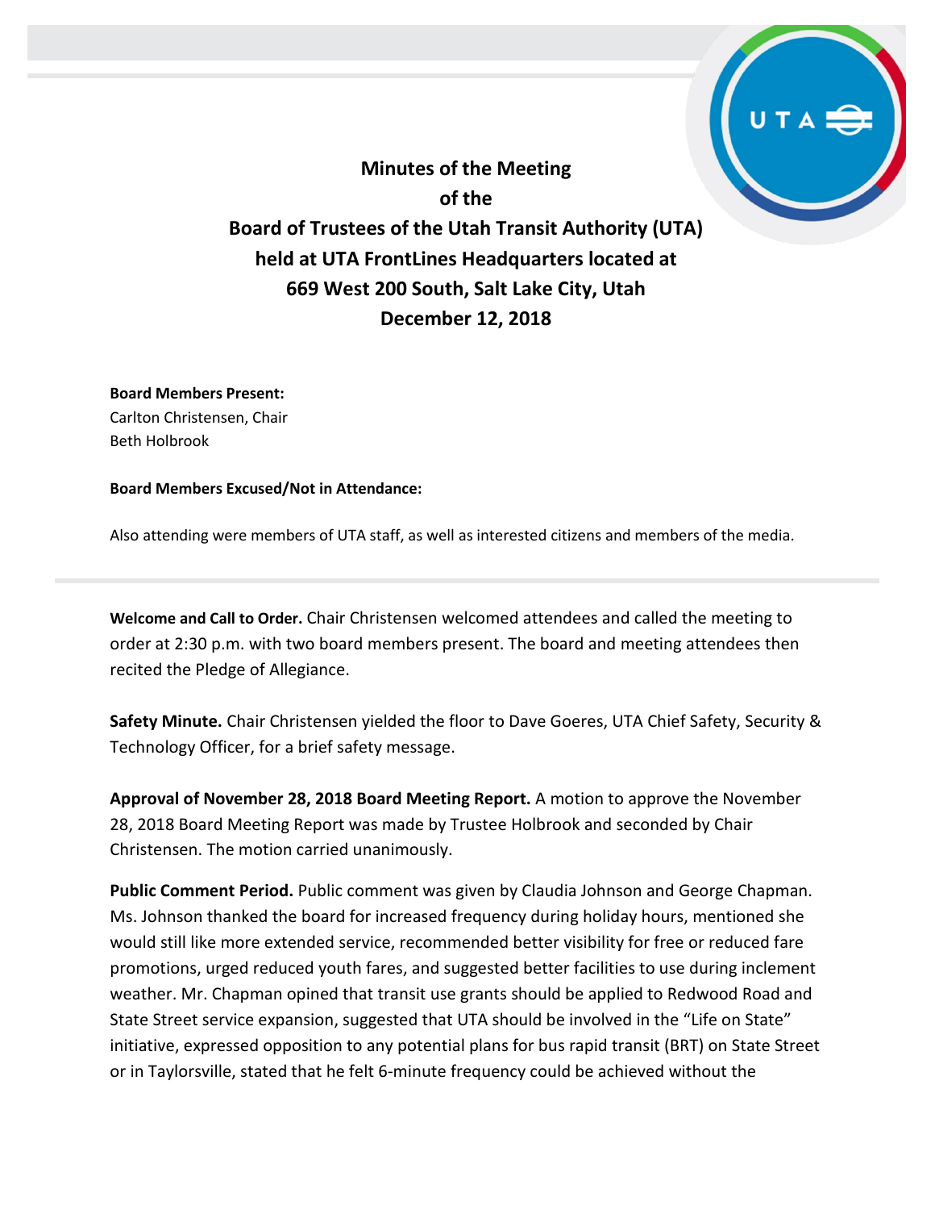# Minutes of the Meeting of the Board of Trustees of the Utah Transit Authority (UTA) held at UTA FrontLines Headquarters located at 669 West 200 South, Salt Lake City, Utah December 12, 2018

**Board Members Present:**
Carlton Christensen, Chair
Beth Holbrook

**Board Members Excused/Not in Attendance:**

Also attending were members of UTA staff, as well as interested citizens and members of the media.

---

**Welcome and Call to Order.** Chair Christensen welcomed attendees and called the meeting to order at 2:30 p.m. with two board members present. The board and meeting attendees then recited the Pledge of Allegiance.

**Safety Minute.** Chair Christensen yielded the floor to Dave Goeres, UTA Chief Safety, Security & Technology Officer, for a brief safety message.

**Approval of November 28, 2018 Board Meeting Report.** A motion to approve the November 28, 2018 Board Meeting Report was made by Trustee Holbrook and seconded by Chair Christensen. The motion carried unanimously.

**Public Comment Period.** Public comment was given by Claudia Johnson and George Chapman. Ms. Johnson thanked the board for increased frequency during holiday hours, mentioned she would still like more extended service, recommended better visibility for free or reduced fare promotions, urged reduced youth fares, and suggested better facilities to use during inclement weather. Mr. Chapman opined that transit use grants should be applied to Redwood Road and State Street service expansion, suggested that UTA should be involved in the "Life on State" initiative, expressed opposition to any potential plans for bus rapid transit (BRT) on State Street or in Taylorsville, stated that he felt 6-minute frequency could be achieved without the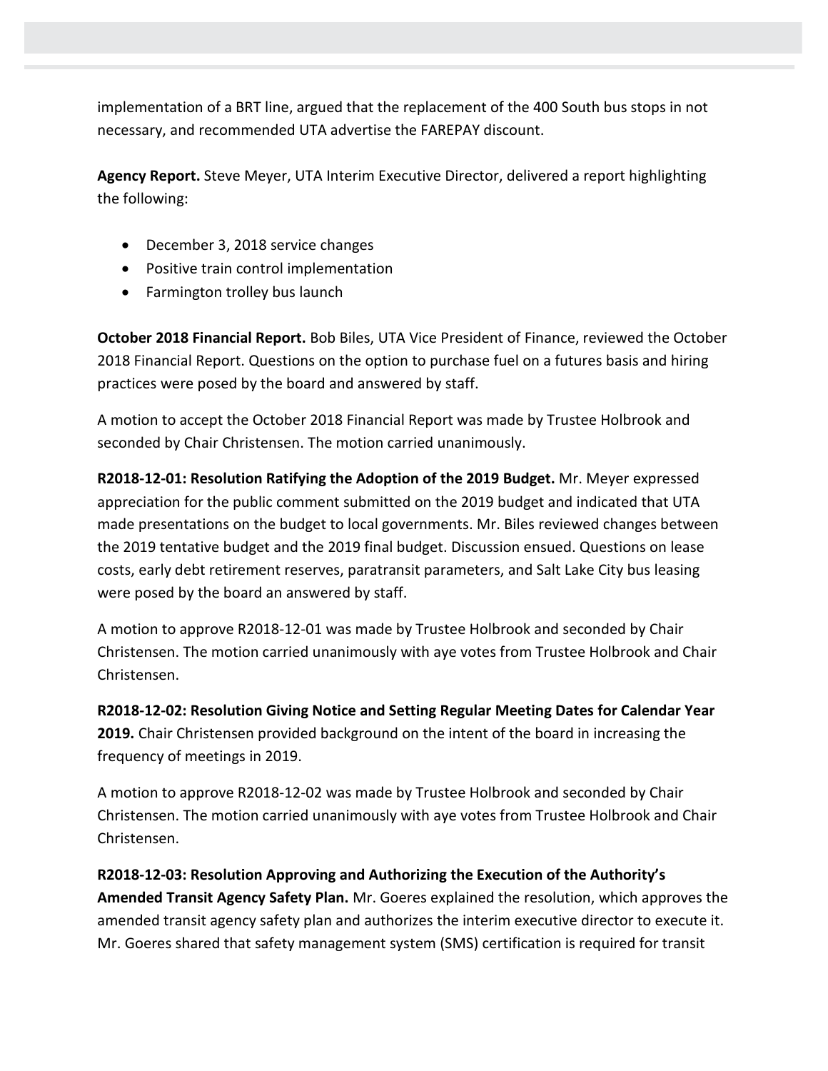implementation of a BRT line, argued that the replacement of the 400 South bus stops in not necessary, and recommended UTA advertise the FAREPAY discount.

**Agency Report.** Steve Meyer, UTA Interim Executive Director, delivered a report highlighting the following:

- December 3, 2018 service changes
- Positive train control implementation
- Farmington trolley bus launch

**October 2018 Financial Report.** Bob Biles, UTA Vice President of Finance, reviewed the October 2018 Financial Report. Questions on the option to purchase fuel on a futures basis and hiring practices were posed by the board and answered by staff.

A motion to accept the October 2018 Financial Report was made by Trustee Holbrook and seconded by Chair Christensen. The motion carried unanimously.

**R2018-12-01: Resolution Ratifying the Adoption of the 2019 Budget.** Mr. Meyer expressed appreciation for the public comment submitted on the 2019 budget and indicated that UTA made presentations on the budget to local governments. Mr. Biles reviewed changes between the 2019 tentative budget and the 2019 final budget. Discussion ensued. Questions on lease costs, early debt retirement reserves, paratransit parameters, and Salt Lake City bus leasing were posed by the board an answered by staff.

A motion to approve R2018-12-01 was made by Trustee Holbrook and seconded by Chair Christensen. The motion carried unanimously with aye votes from Trustee Holbrook and Chair Christensen.

**R2018-12-02: Resolution Giving Notice and Setting Regular Meeting Dates for Calendar Year 2019.** Chair Christensen provided background on the intent of the board in increasing the frequency of meetings in 2019.

A motion to approve R2018-12-02 was made by Trustee Holbrook and seconded by Chair Christensen. The motion carried unanimously with aye votes from Trustee Holbrook and Chair Christensen.

**R2018-12-03: Resolution Approving and Authorizing the Execution of the Authority's Amended Transit Agency Safety Plan.** Mr. Goeres explained the resolution, which approves the amended transit agency safety plan and authorizes the interim executive director to execute it. Mr. Goeres shared that safety management system (SMS) certification is required for transit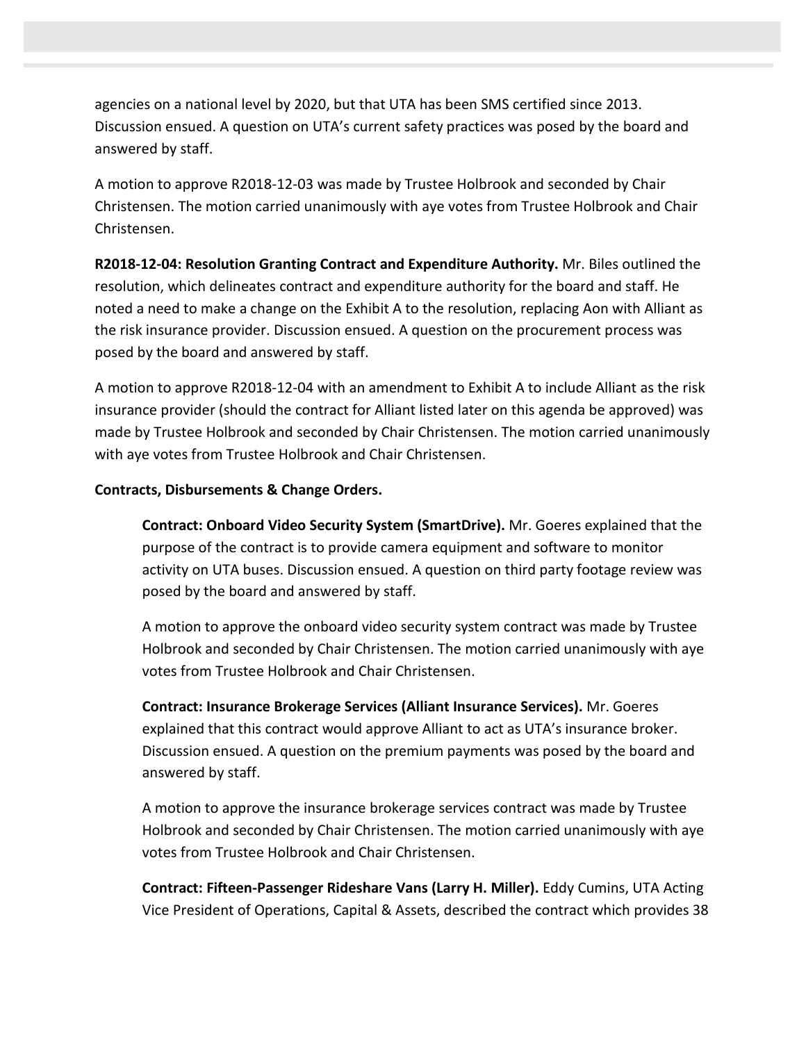agencies on a national level by 2020, but that UTA has been SMS certified since 2013. Discussion ensued. A question on UTA's current safety practices was posed by the board and answered by staff.

A motion to approve R2018-12-03 was made by Trustee Holbrook and seconded by Chair Christensen. The motion carried unanimously with aye votes from Trustee Holbrook and Chair Christensen.

**R2018-12-04: Resolution Granting Contract and Expenditure Authority.** Mr. Biles outlined the resolution, which delineates contract and expenditure authority for the board and staff. He noted a need to make a change on the Exhibit A to the resolution, replacing Aon with Alliant as the risk insurance provider. Discussion ensued. A question on the procurement process was posed by the board and answered by staff.

A motion to approve R2018-12-04 with an amendment to Exhibit A to include Alliant as the risk insurance provider (should the contract for Alliant listed later on this agenda be approved) was made by Trustee Holbrook and seconded by Chair Christensen. The motion carried unanimously with aye votes from Trustee Holbrook and Chair Christensen.

**Contracts, Disbursements & Change Orders.**

> **Contract: Onboard Video Security System (SmartDrive).** Mr. Goeres explained that the purpose of the contract is to provide camera equipment and software to monitor activity on UTA buses. Discussion ensued. A question on third party footage review was posed by the board and answered by staff.
>
> A motion to approve the onboard video security system contract was made by Trustee Holbrook and seconded by Chair Christensen. The motion carried unanimously with aye votes from Trustee Holbrook and Chair Christensen.
>
> **Contract: Insurance Brokerage Services (Alliant Insurance Services).** Mr. Goeres explained that this contract would approve Alliant to act as UTA's insurance broker. Discussion ensued. A question on the premium payments was posed by the board and answered by staff.
>
> A motion to approve the insurance brokerage services contract was made by Trustee Holbrook and seconded by Chair Christensen. The motion carried unanimously with aye votes from Trustee Holbrook and Chair Christensen.
>
> **Contract: Fifteen-Passenger Rideshare Vans (Larry H. Miller).** Eddy Cumins, UTA Acting Vice President of Operations, Capital & Assets, described the contract which provides 38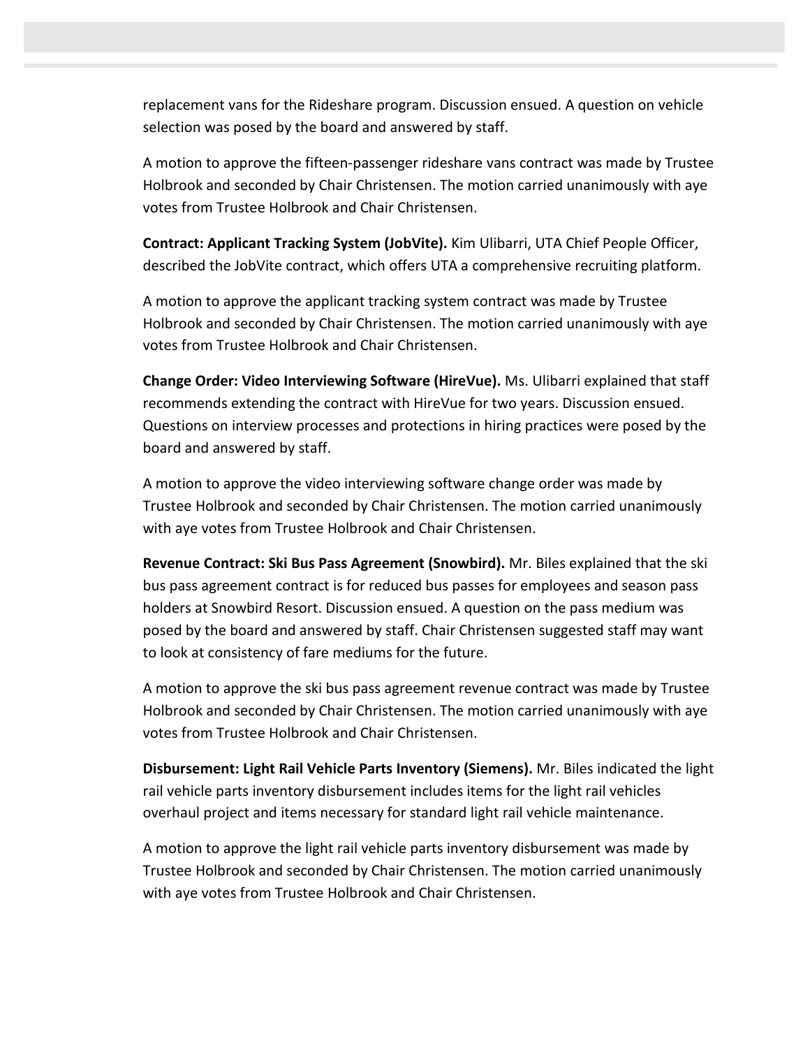replacement vans for the Rideshare program. Discussion ensued. A question on vehicle selection was posed by the board and answered by staff.

A motion to approve the fifteen-passenger rideshare vans contract was made by Trustee Holbrook and seconded by Chair Christensen. The motion carried unanimously with aye votes from Trustee Holbrook and Chair Christensen.

**Contract: Applicant Tracking System (JobVite).** Kim Ulibarri, UTA Chief People Officer, described the JobVite contract, which offers UTA a comprehensive recruiting platform.

A motion to approve the applicant tracking system contract was made by Trustee Holbrook and seconded by Chair Christensen. The motion carried unanimously with aye votes from Trustee Holbrook and Chair Christensen.

**Change Order: Video Interviewing Software (HireVue).** Ms. Ulibarri explained that staff recommends extending the contract with HireVue for two years. Discussion ensued. Questions on interview processes and protections in hiring practices were posed by the board and answered by staff.

A motion to approve the video interviewing software change order was made by Trustee Holbrook and seconded by Chair Christensen. The motion carried unanimously with aye votes from Trustee Holbrook and Chair Christensen.

**Revenue Contract: Ski Bus Pass Agreement (Snowbird).** Mr. Biles explained that the ski bus pass agreement contract is for reduced bus passes for employees and season pass holders at Snowbird Resort. Discussion ensued. A question on the pass medium was posed by the board and answered by staff. Chair Christensen suggested staff may want to look at consistency of fare mediums for the future.

A motion to approve the ski bus pass agreement revenue contract was made by Trustee Holbrook and seconded by Chair Christensen. The motion carried unanimously with aye votes from Trustee Holbrook and Chair Christensen.

**Disbursement: Light Rail Vehicle Parts Inventory (Siemens).** Mr. Biles indicated the light rail vehicle parts inventory disbursement includes items for the light rail vehicles overhaul project and items necessary for standard light rail vehicle maintenance.

A motion to approve the light rail vehicle parts inventory disbursement was made by Trustee Holbrook and seconded by Chair Christensen. The motion carried unanimously with aye votes from Trustee Holbrook and Chair Christensen.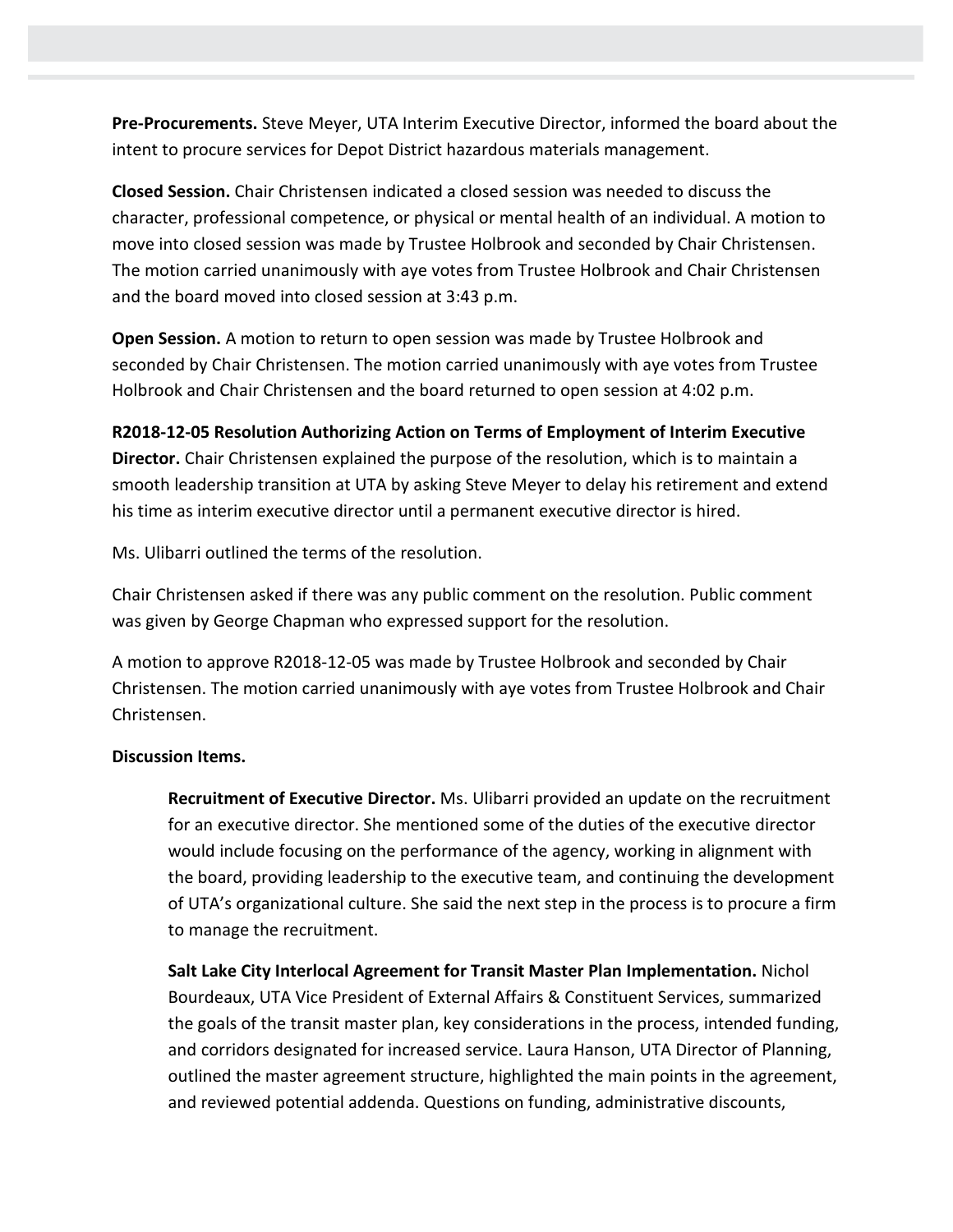**Pre-Procurements.** Steve Meyer, UTA Interim Executive Director, informed the board about the intent to procure services for Depot District hazardous materials management.

**Closed Session.** Chair Christensen indicated a closed session was needed to discuss the character, professional competence, or physical or mental health of an individual. A motion to move into closed session was made by Trustee Holbrook and seconded by Chair Christensen. The motion carried unanimously with aye votes from Trustee Holbrook and Chair Christensen and the board moved into closed session at 3:43 p.m.

**Open Session.** A motion to return to open session was made by Trustee Holbrook and seconded by Chair Christensen. The motion carried unanimously with aye votes from Trustee Holbrook and Chair Christensen and the board returned to open session at 4:02 p.m.

**R2018-12-05 Resolution Authorizing Action on Terms of Employment of Interim Executive Director.** Chair Christensen explained the purpose of the resolution, which is to maintain a smooth leadership transition at UTA by asking Steve Meyer to delay his retirement and extend his time as interim executive director until a permanent executive director is hired.

Ms. Ulibarri outlined the terms of the resolution.

Chair Christensen asked if there was any public comment on the resolution. Public comment was given by George Chapman who expressed support for the resolution.

A motion to approve R2018-12-05 was made by Trustee Holbrook and seconded by Chair Christensen. The motion carried unanimously with aye votes from Trustee Holbrook and Chair Christensen.

**Discussion Items.**

**Recruitment of Executive Director.** Ms. Ulibarri provided an update on the recruitment for an executive director. She mentioned some of the duties of the executive director would include focusing on the performance of the agency, working in alignment with the board, providing leadership to the executive team, and continuing the development of UTA's organizational culture. She said the next step in the process is to procure a firm to manage the recruitment.

**Salt Lake City Interlocal Agreement for Transit Master Plan Implementation.** Nichol Bourdeaux, UTA Vice President of External Affairs & Constituent Services, summarized the goals of the transit master plan, key considerations in the process, intended funding, and corridors designated for increased service. Laura Hanson, UTA Director of Planning, outlined the master agreement structure, highlighted the main points in the agreement, and reviewed potential addenda. Questions on funding, administrative discounts,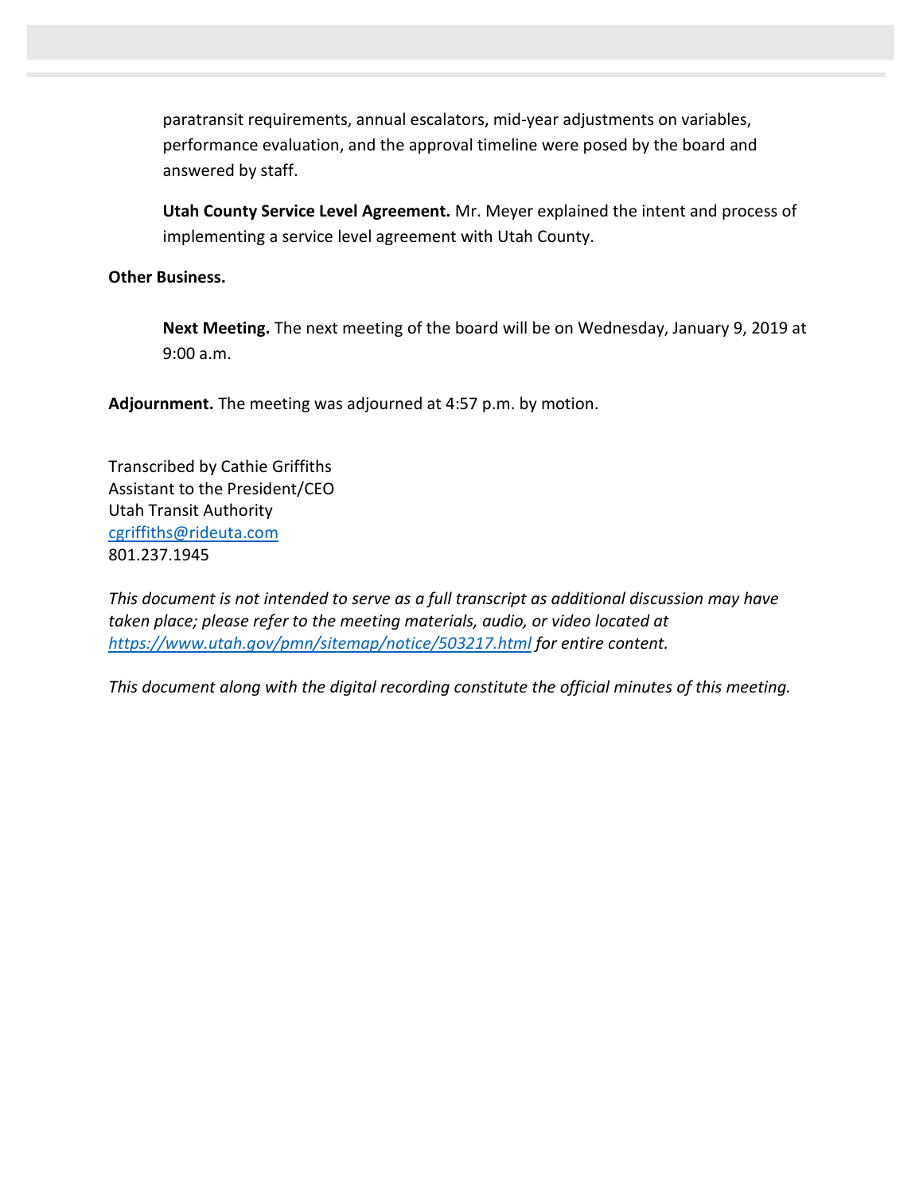paratransit requirements, annual escalators, mid-year adjustments on variables, performance evaluation, and the approval timeline were posed by the board and answered by staff.

**Utah County Service Level Agreement.** Mr. Meyer explained the intent and process of implementing a service level agreement with Utah County.

**Other Business.**

**Next Meeting.** The next meeting of the board will be on Wednesday, January 9, 2019 at 9:00 a.m.

**Adjournment.** The meeting was adjourned at 4:57 p.m. by motion.

Transcribed by Cathie Griffiths
Assistant to the President/CEO
Utah Transit Authority
[cgriffiths@rideuta.com](mailto:cgriffiths@rideuta.com)
801.237.1945

*This document is not intended to serve as a full transcript as additional discussion may have taken place; please refer to the meeting materials, audio, or video located at [https://www.utah.gov/pmn/sitemap/notice/503217.html](https://www.utah.gov/pmn/sitemap/notice/503217.html) for entire content.*

*This document along with the digital recording constitute the official minutes of this meeting.*